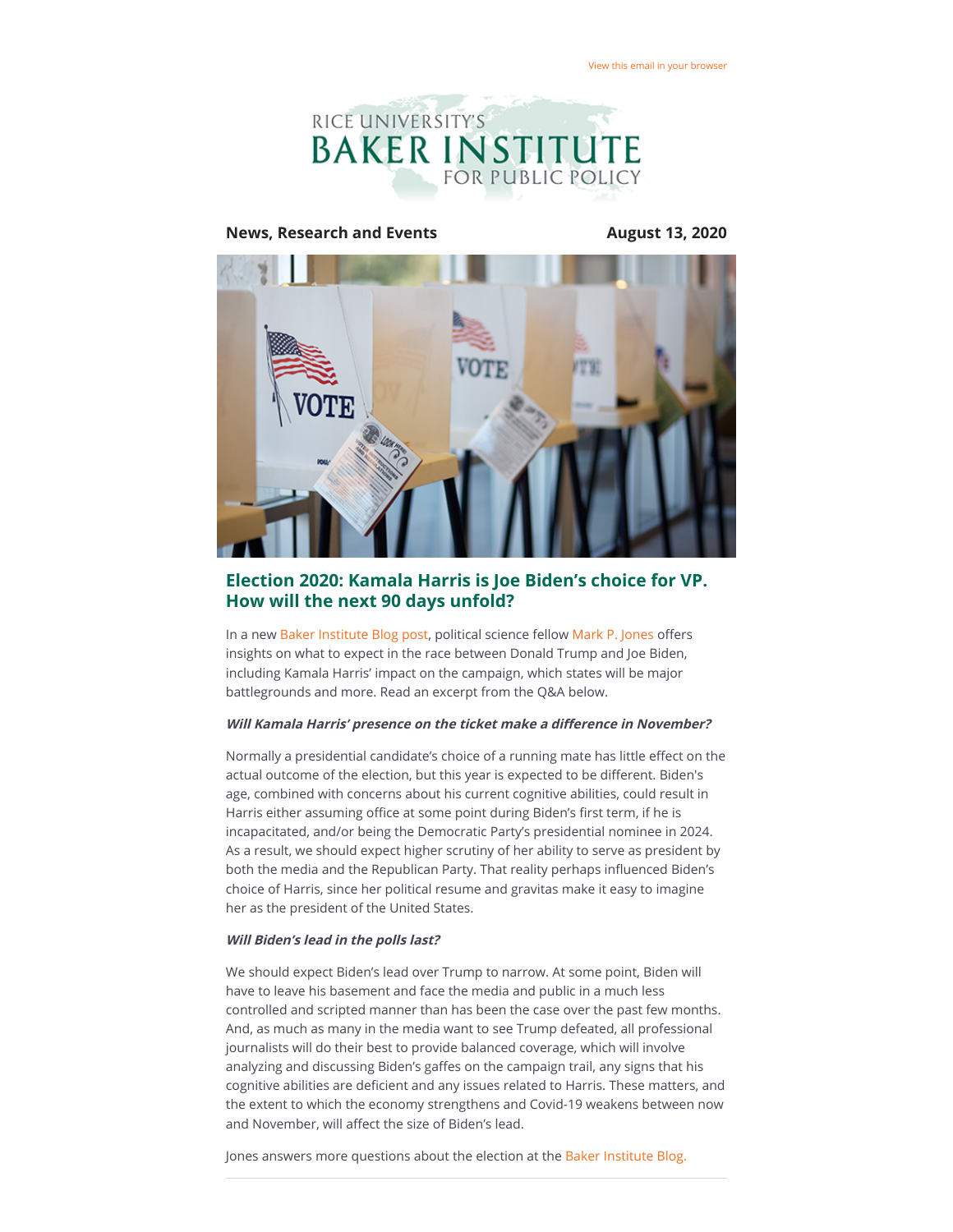View this email in your browser

RICE UNIVERSITY'S BAKER INSTITUTE FOR PUBLIC POLICY

**News, Research and Events** **August 13, 2020**

## Election 2020: Kamala Harris is Joe Biden's choice for VP. How will the next 90 days unfold?

In a new Baker Institute Blog post, political science fellow Mark P. Jones offers insights on what to expect in the race between Donald Trump and Joe Biden, including Kamala Harris' impact on the campaign, which states will be major battlegrounds and more. Read an excerpt from the Q&A below.

***Will Kamala Harris' presence on the ticket make a difference in November?***

Normally a presidential candidate's choice of a running mate has little effect on the actual outcome of the election, but this year is expected to be different. Biden's age, combined with concerns about his current cognitive abilities, could result in Harris either assuming office at some point during Biden's first term, if he is incapacitated, and/or being the Democratic Party's presidential nominee in 2024. As a result, we should expect higher scrutiny of her ability to serve as president by both the media and the Republican Party. That reality perhaps influenced Biden's choice of Harris, since her political resume and gravitas make it easy to imagine her as the president of the United States.

***Will Biden's lead in the polls last?***

We should expect Biden's lead over Trump to narrow. At some point, Biden will have to leave his basement and face the media and public in a much less controlled and scripted manner than has been the case over the past few months. And, as much as many in the media want to see Trump defeated, all professional journalists will do their best to provide balanced coverage, which will involve analyzing and discussing Biden's gaffes on the campaign trail, any signs that his cognitive abilities are deficient and any issues related to Harris. These matters, and the extent to which the economy strengthens and Covid-19 weakens between now and November, will affect the size of Biden's lead.

Jones answers more questions about the election at the Baker Institute Blog.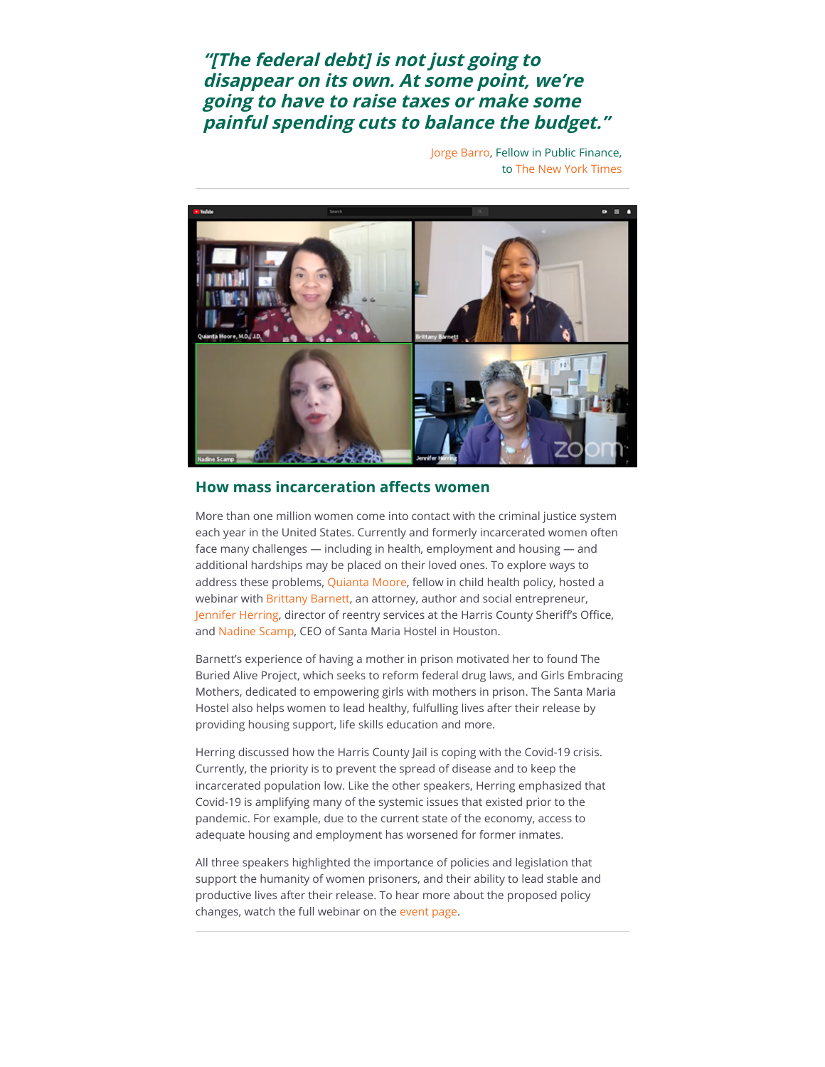> ***"[The federal debt] is not just going to disappear on its own. At some point, we're going to have to raise taxes or make some painful spending cuts to balance the budget."***
>
> Jorge Barro, Fellow in Public Finance, to The New York Times

---

## How mass incarceration affects women

More than one million women come into contact with the criminal justice system each year in the United States. Currently and formerly incarcerated women often face many challenges — including in health, employment and housing — and additional hardships may be placed on their loved ones. To explore ways to address these problems, Quianta Moore, fellow in child health policy, hosted a webinar with Brittany Barnett, an attorney, author and social entrepreneur, Jennifer Herring, director of reentry services at the Harris County Sheriff's Office, and Nadine Scamp, CEO of Santa Maria Hostel in Houston.

Barnett's experience of having a mother in prison motivated her to found The Buried Alive Project, which seeks to reform federal drug laws, and Girls Embracing Mothers, dedicated to empowering girls with mothers in prison. The Santa Maria Hostel also helps women to lead healthy, fulfilling lives after their release by providing housing support, life skills education and more.

Herring discussed how the Harris County Jail is coping with the Covid-19 crisis. Currently, the priority is to prevent the spread of disease and to keep the incarcerated population low. Like the other speakers, Herring emphasized that Covid-19 is amplifying many of the systemic issues that existed prior to the pandemic. For example, due to the current state of the economy, access to adequate housing and employment has worsened for former inmates.

All three speakers highlighted the importance of policies and legislation that support the humanity of women prisoners, and their ability to lead stable and productive lives after their release. To hear more about the proposed policy changes, watch the full webinar on the event page.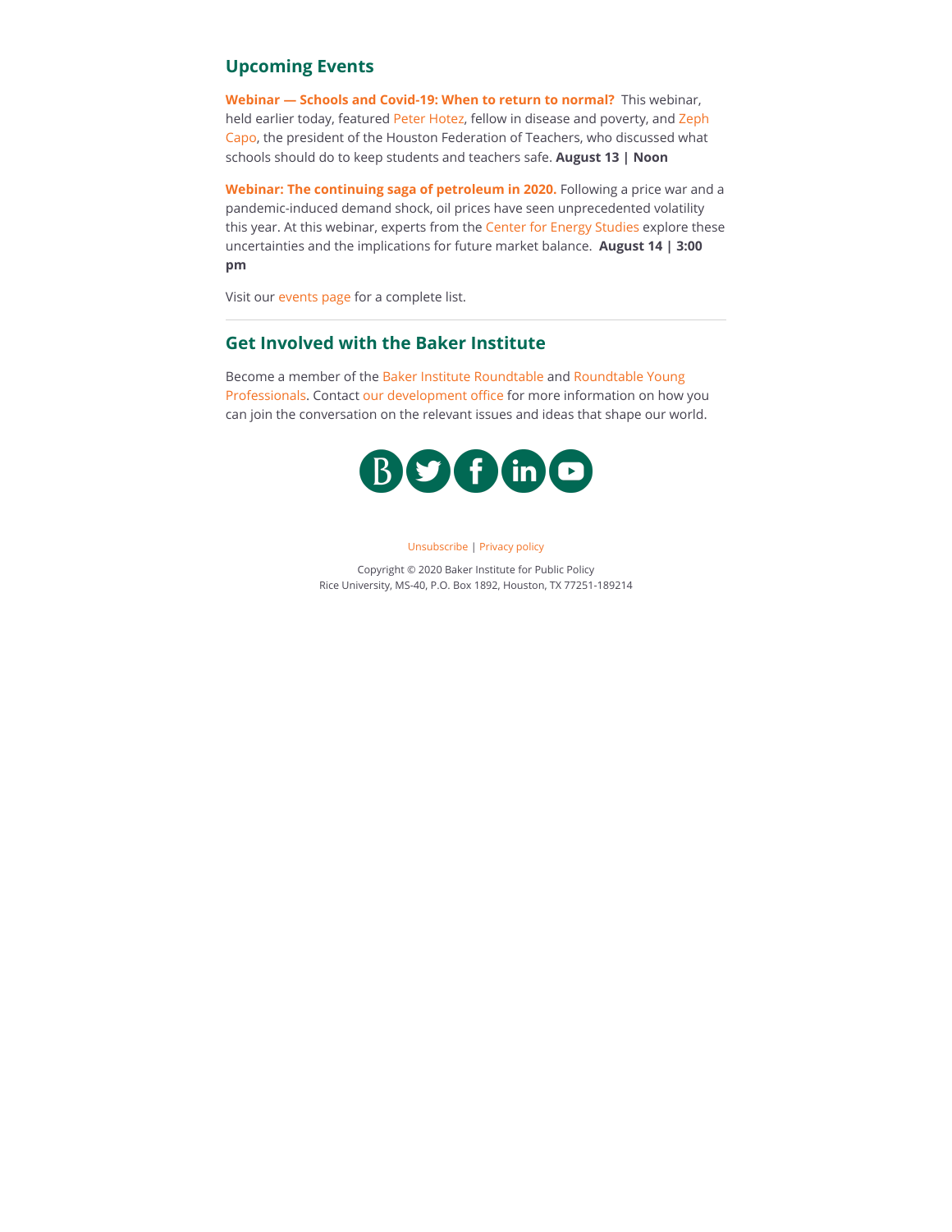## Upcoming Events

**Webinar — Schools and Covid-19: When to return to normal?** This webinar, held earlier today, featured Peter Hotez, fellow in disease and poverty, and Zeph Capo, the president of the Houston Federation of Teachers, who discussed what schools should do to keep students and teachers safe. **August 13 | Noon**

**Webinar: The continuing saga of petroleum in 2020.** Following a price war and a pandemic-induced demand shock, oil prices have seen unprecedented volatility this year. At this webinar, experts from the Center for Energy Studies explore these uncertainties and the implications for future market balance. **August 14 | 3:00 pm**

Visit our events page for a complete list.

---

## Get Involved with the Baker Institute

Become a member of the Baker Institute Roundtable and Roundtable Young Professionals. Contact our development office for more information on how you can join the conversation on the relevant issues and ideas that shape our world.

Unsubscribe | Privacy policy

Copyright © 2020 Baker Institute for Public Policy
Rice University, MS-40, P.O. Box 1892, Houston, TX 77251-189214